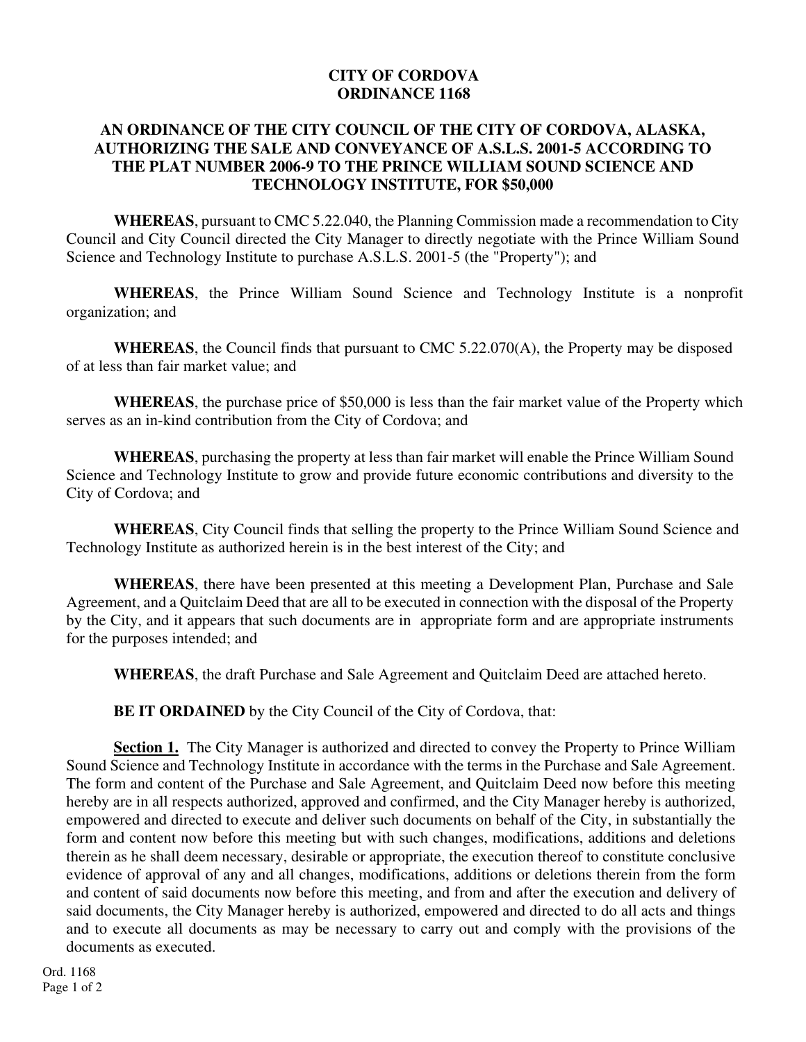# CITY OF CORDOVA
# ORDINANCE 1168

## AN ORDINANCE OF THE CITY COUNCIL OF THE CITY OF CORDOVA, ALASKA, AUTHORIZING THE SALE AND CONVEYANCE OF A.S.L.S. 2001-5 ACCORDING TO THE PLAT NUMBER 2006-9 TO THE PRINCE WILLIAM SOUND SCIENCE AND TECHNOLOGY INSTITUTE, FOR $50,000

**WHEREAS**, pursuant to CMC 5.22.040, the Planning Commission made a recommendation to City Council and City Council directed the City Manager to directly negotiate with the Prince William Sound Science and Technology Institute to purchase A.S.L.S. 2001-5 (the "Property"); and

**WHEREAS**, the Prince William Sound Science and Technology Institute is a nonprofit organization; and

**WHEREAS**, the Council finds that pursuant to CMC 5.22.070(A), the Property may be disposed of at less than fair market value; and

**WHEREAS**, the purchase price of $50,000 is less than the fair market value of the Property which serves as an in-kind contribution from the City of Cordova; and

**WHEREAS**, purchasing the property at less than fair market will enable the Prince William Sound Science and Technology Institute to grow and provide future economic contributions and diversity to the City of Cordova; and

**WHEREAS**, City Council finds that selling the property to the Prince William Sound Science and Technology Institute as authorized herein is in the best interest of the City; and

**WHEREAS**, there have been presented at this meeting a Development Plan, Purchase and Sale Agreement, and a Quitclaim Deed that are all to be executed in connection with the disposal of the Property by the City, and it appears that such documents are in appropriate form and are appropriate instruments for the purposes intended; and

**WHEREAS**, the draft Purchase and Sale Agreement and Quitclaim Deed are attached hereto.

**BE IT ORDAINED** by the City Council of the City of Cordova, that:

**Section 1.** The City Manager is authorized and directed to convey the Property to Prince William Sound Science and Technology Institute in accordance with the terms in the Purchase and Sale Agreement. The form and content of the Purchase and Sale Agreement, and Quitclaim Deed now before this meeting hereby are in all respects authorized, approved and confirmed, and the City Manager hereby is authorized, empowered and directed to execute and deliver such documents on behalf of the City, in substantially the form and content now before this meeting but with such changes, modifications, additions and deletions therein as he shall deem necessary, desirable or appropriate, the execution thereof to constitute conclusive evidence of approval of any and all changes, modifications, additions or deletions therein from the form and content of said documents now before this meeting, and from and after the execution and delivery of said documents, the City Manager hereby is authorized, empowered and directed to do all acts and things and to execute all documents as may be necessary to carry out and comply with the provisions of the documents as executed.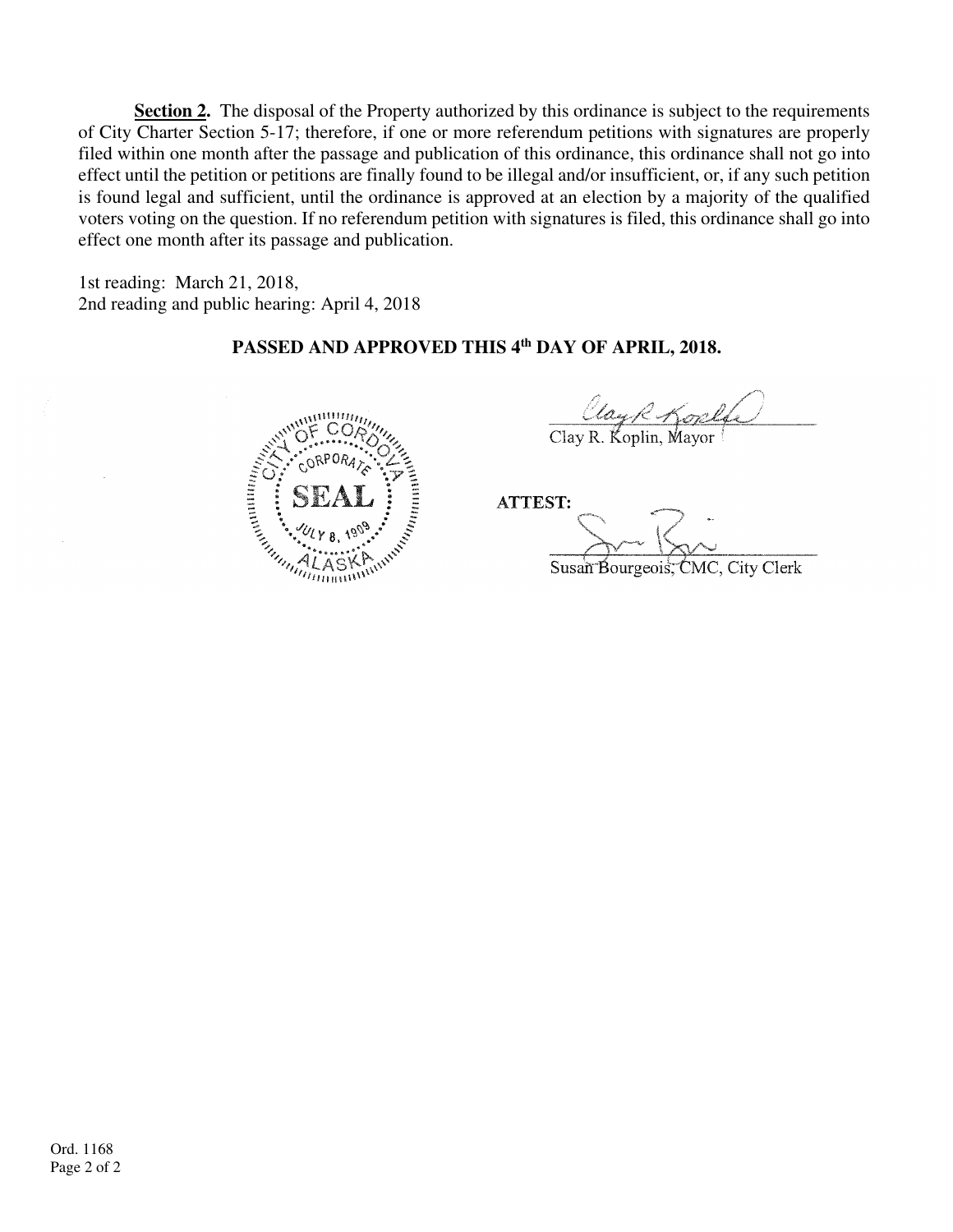**<u>Section 2</u>.** The disposal of the Property authorized by this ordinance is subject to the requirements of City Charter Section 5-17; therefore, if one or more referendum petitions with signatures are properly filed within one month after the passage and publication of this ordinance, this ordinance shall not go into effect until the petition or petitions are finally found to be illegal and/or insufficient, or, if any such petition is found legal and sufficient, until the ordinance is approved at an election by a majority of the qualified voters voting on the question. If no referendum petition with signatures is filed, this ordinance shall go into effect one month after its passage and publication.

1st reading: March 21, 2018,
2nd reading and public hearing: April 4, 2018

**PASSED AND APPROVED THIS 4th DAY OF APRIL, 2018.**

CITY OF CORDOVA CORPORATE SEAL JULY 8, 1909 ALASKA

Clay R. Koplin, Mayor

**ATTEST:**

Susan Bourgeois, CMC, City Clerk

Ord. 1168